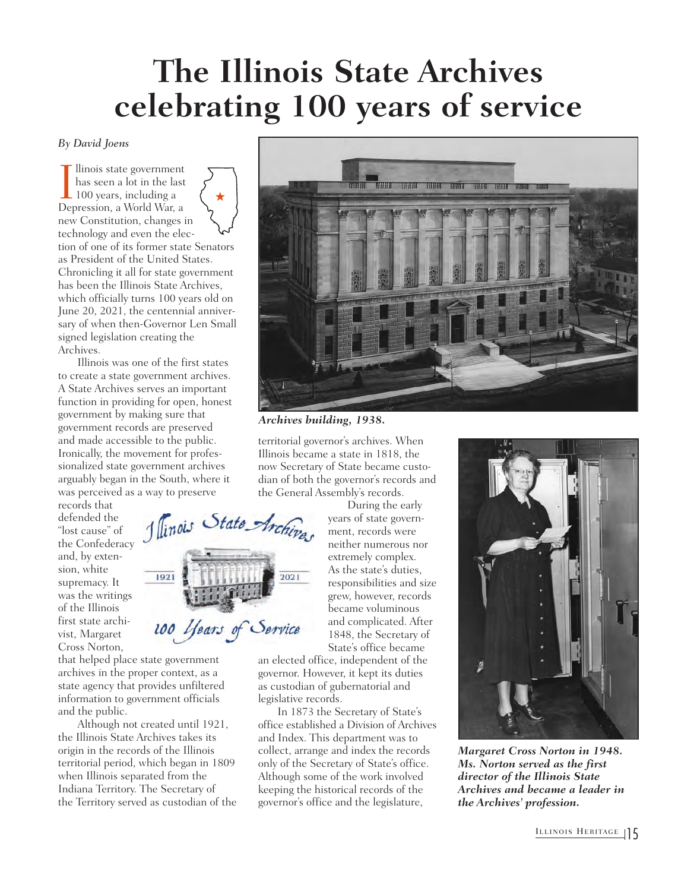# The Illinois State Archives celebrating 100 years of service

*By David Joens*

Illinois state government has seen a lot in the last 100 years, including a Depression, a World War, a new Constitution, changes in technology and even the election of one of its former state Senators as President of the United States. Chronicling it all for state government has been the Illinois State Archives, which officially turns 100 years old on June 20, 2021, the centennial anniversary of when then-Governor Len Small signed legislation creating the Archives.

Illinois was one of the first states to create a state government archives. A State Archives serves an important function in providing for open, honest government by making sure that government records are preserved and made accessible to the public. Ironically, the movement for professionalized state government archives arguably began in the South, where it was perceived as a way to preserve records that defended the "lost cause" of the Confederacy and, by extension, white supremacy. It was the writings of the Illinois first state archivist, Margaret Cross Norton, that helped place state government archives in the proper context, as a state agency that provides unfiltered information to government officials and the public.

Although not created until 1921, the Illinois State Archives takes its origin in the records of the Illinois territorial period, which began in 1809 when Illinois separated from the Indiana Territory. The Secretary of the Territory served as custodian of the territorial governor's archives. When Illinois became a state in 1818, the now Secretary of State became custodian of both the governor's records and the General Assembly's records.

***Archives building, 1938.***

Illinois State Archives 1921 2021 100 Years of Service

During the early years of state government, records were neither numerous nor extremely complex. As the state's duties, responsibilities and size grew, however, records became voluminous and complicated. After 1848, the Secretary of State's office became an elected office, independent of the governor. However, it kept its duties as custodian of gubernatorial and legislative records.

In 1873 the Secretary of State's office established a Division of Archives and Index. This department was to collect, arrange and index the records only of the Secretary of State's office. Although some of the work involved keeping the historical records of the governor's office and the legislature,

***Margaret Cross Norton in 1948. Ms. Norton served as the first director of the Illinois State Archives and became a leader in the Archives' profession.***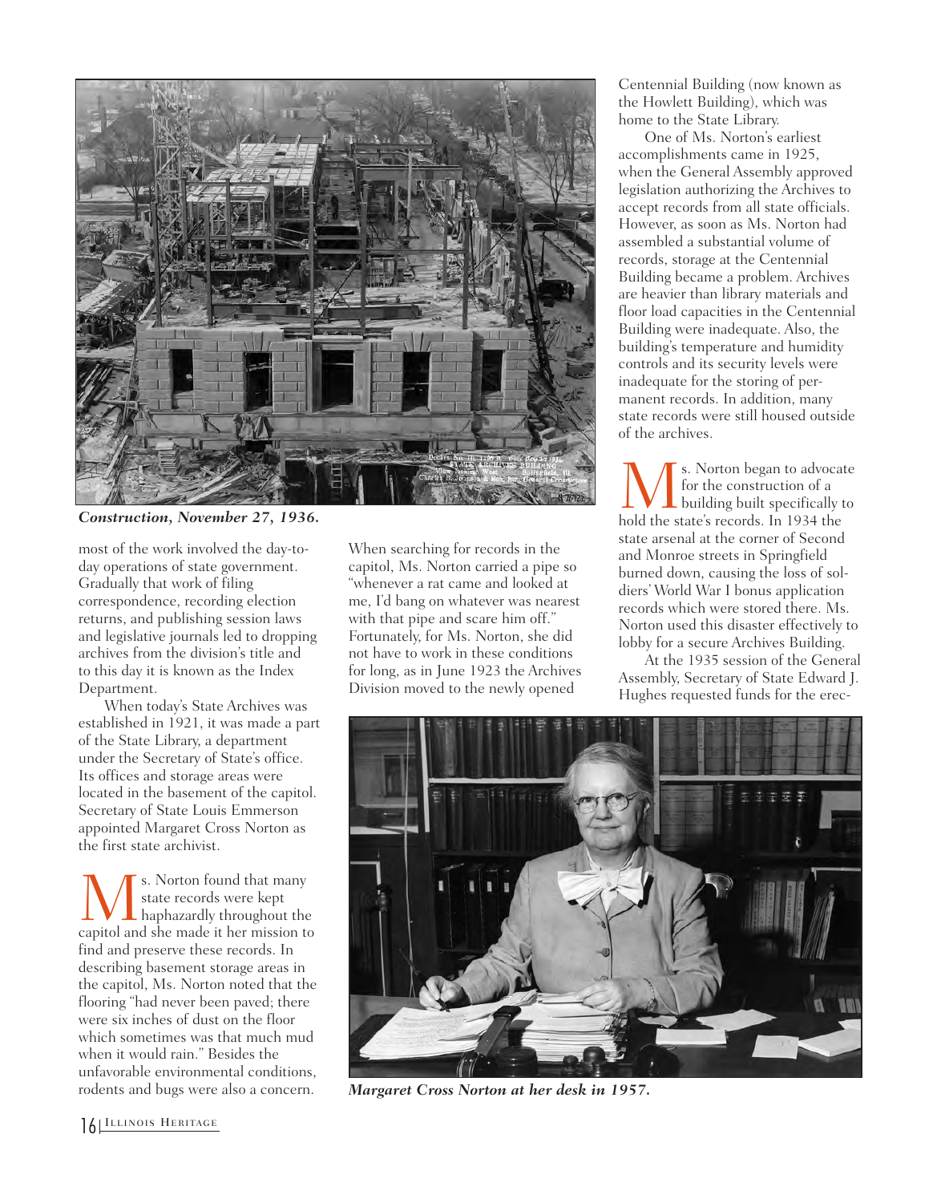*Construction, November 27, 1936.*

most of the work involved the day-to-day operations of state government. Gradually that work of filing correspondence, recording election returns, and publishing session laws and legislative journals led to dropping archives from the division's title and to this day it is known as the Index Department.

When today's State Archives was established in 1921, it was made a part of the State Library, a department under the Secretary of State's office. Its offices and storage areas were located in the basement of the capitol. Secretary of State Louis Emmerson appointed Margaret Cross Norton as the first state archivist.

Ms. Norton found that many state records were kept haphazardly throughout the capitol and she made it her mission to find and preserve these records. In describing basement storage areas in the capitol, Ms. Norton noted that the flooring "had never been paved; there were six inches of dust on the floor which sometimes was that much mud when it would rain." Besides the unfavorable environmental conditions, rodents and bugs were also a concern. When searching for records in the capitol, Ms. Norton carried a pipe so "whenever a rat came and looked at me, I'd bang on whatever was nearest with that pipe and scare him off." Fortunately, for Ms. Norton, she did not have to work in these conditions for long, as in June 1923 the Archives Division moved to the newly opened Centennial Building (now known as the Howlett Building), which was home to the State Library.

One of Ms. Norton's earliest accomplishments came in 1925, when the General Assembly approved legislation authorizing the Archives to accept records from all state officials. However, as soon as Ms. Norton had assembled a substantial volume of records, storage at the Centennial Building became a problem. Archives are heavier than library materials and floor load capacities in the Centennial Building were inadequate. Also, the building's temperature and humidity controls and its security levels were inadequate for the storing of permanent records. In addition, many state records were still housed outside of the archives.

Ms. Norton began to advocate for the construction of a building built specifically to hold the state's records. In 1934 the state arsenal at the corner of Second and Monroe streets in Springfield burned down, causing the loss of soldiers' World War I bonus application records which were stored there. Ms. Norton used this disaster effectively to lobby for a secure Archives Building.

At the 1935 session of the General Assembly, Secretary of State Edward J. Hughes requested funds for the erec-

*Margaret Cross Norton at her desk in 1957.*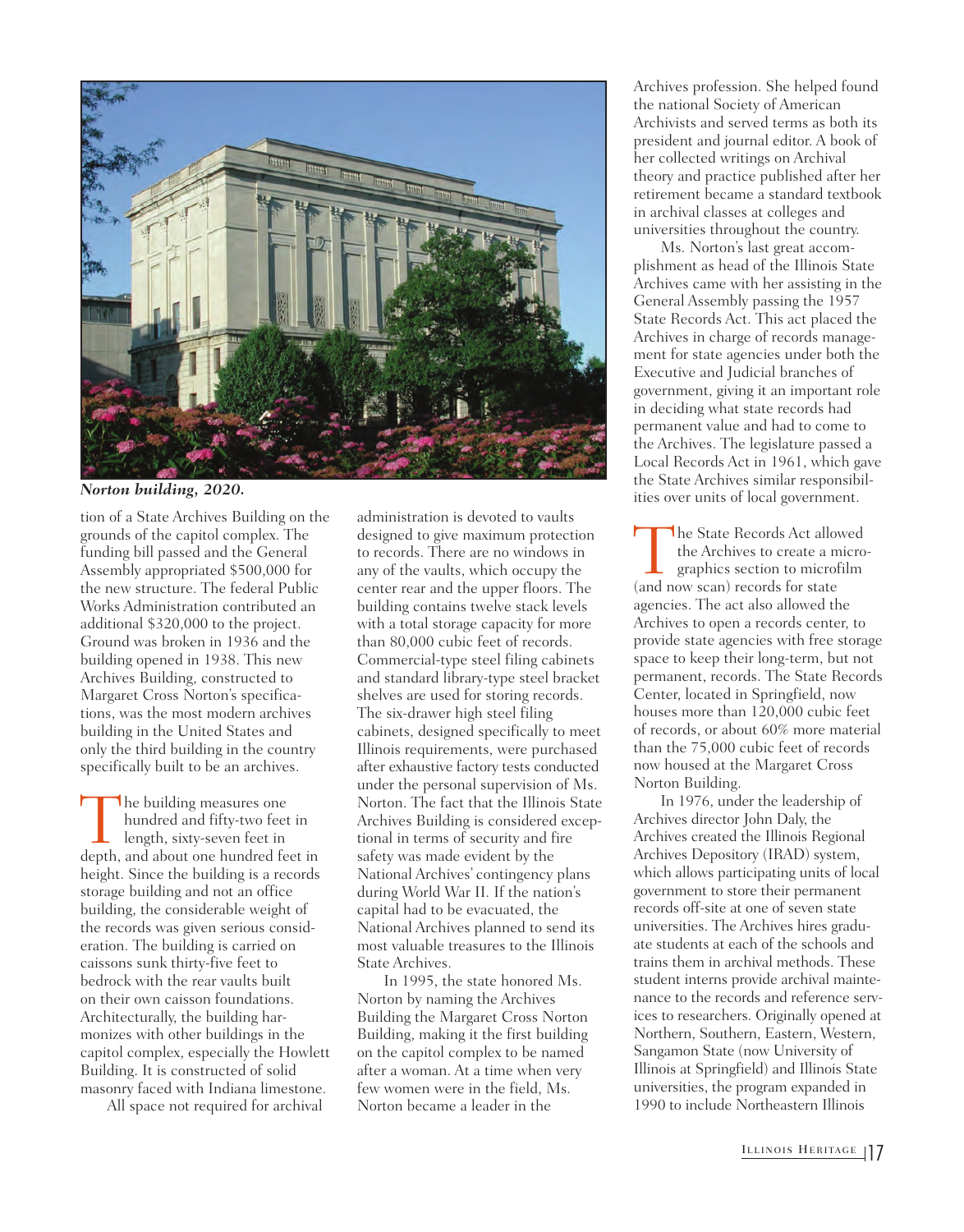*Norton building, 2020.*

tion of a State Archives Building on the grounds of the capitol complex. The funding bill passed and the General Assembly appropriated $500,000 for the new structure. The federal Public Works Administration contributed an additional $320,000 to the project. Ground was broken in 1936 and the building opened in 1938. This new Archives Building, constructed to Margaret Cross Norton's specifications, was the most modern archives building in the United States and only the third building in the country specifically built to be an archives.

The building measures one hundred and fifty-two feet in length, sixty-seven feet in depth, and about one hundred feet in height. Since the building is a records storage building and not an office building, the considerable weight of the records was given serious consideration. The building is carried on caissons sunk thirty-five feet to bedrock with the rear vaults built on their own caisson foundations. Architecturally, the building harmonizes with other buildings in the capitol complex, especially the Howlett Building. It is constructed of solid masonry faced with Indiana limestone.

All space not required for archival administration is devoted to vaults designed to give maximum protection to records. There are no windows in any of the vaults, which occupy the center rear and the upper floors. The building contains twelve stack levels with a total storage capacity for more than 80,000 cubic feet of records. Commercial-type steel filing cabinets and standard library-type steel bracket shelves are used for storing records. The six-drawer high steel filing cabinets, designed specifically to meet Illinois requirements, were purchased after exhaustive factory tests conducted under the personal supervision of Ms. Norton. The fact that the Illinois State Archives Building is considered exceptional in terms of security and fire safety was made evident by the National Archives' contingency plans during World War II. If the nation's capital had to be evacuated, the National Archives planned to send its most valuable treasures to the Illinois State Archives.

In 1995, the state honored Ms. Norton by naming the Archives Building the Margaret Cross Norton Building, making it the first building on the capitol complex to be named after a woman. At a time when very few women were in the field, Ms. Norton became a leader in the Archives profession. She helped found the national Society of American Archivists and served terms as both its president and journal editor. A book of her collected writings on Archival theory and practice published after her retirement became a standard textbook in archival classes at colleges and universities throughout the country.

Ms. Norton's last great accomplishment as head of the Illinois State Archives came with her assisting in the General Assembly passing the 1957 State Records Act. This act placed the Archives in charge of records management for state agencies under both the Executive and Judicial branches of government, giving it an important role in deciding what state records had permanent value and had to come to the Archives. The legislature passed a Local Records Act in 1961, which gave the State Archives similar responsibilities over units of local government.

The State Records Act allowed the Archives to create a micrographics section to microfilm (and now scan) records for state agencies. The act also allowed the Archives to open a records center, to provide state agencies with free storage space to keep their long-term, but not permanent, records. The State Records Center, located in Springfield, now houses more than 120,000 cubic feet of records, or about 60% more material than the 75,000 cubic feet of records now housed at the Margaret Cross Norton Building.

In 1976, under the leadership of Archives director John Daly, the Archives created the Illinois Regional Archives Depository (IRAD) system, which allows participating units of local government to store their permanent records off-site at one of seven state universities. The Archives hires graduate students at each of the schools and trains them in archival methods. These student interns provide archival maintenance to the records and reference services to researchers. Originally opened at Northern, Southern, Eastern, Western, Sangamon State (now University of Illinois at Springfield) and Illinois State universities, the program expanded in 1990 to include Northeastern Illinois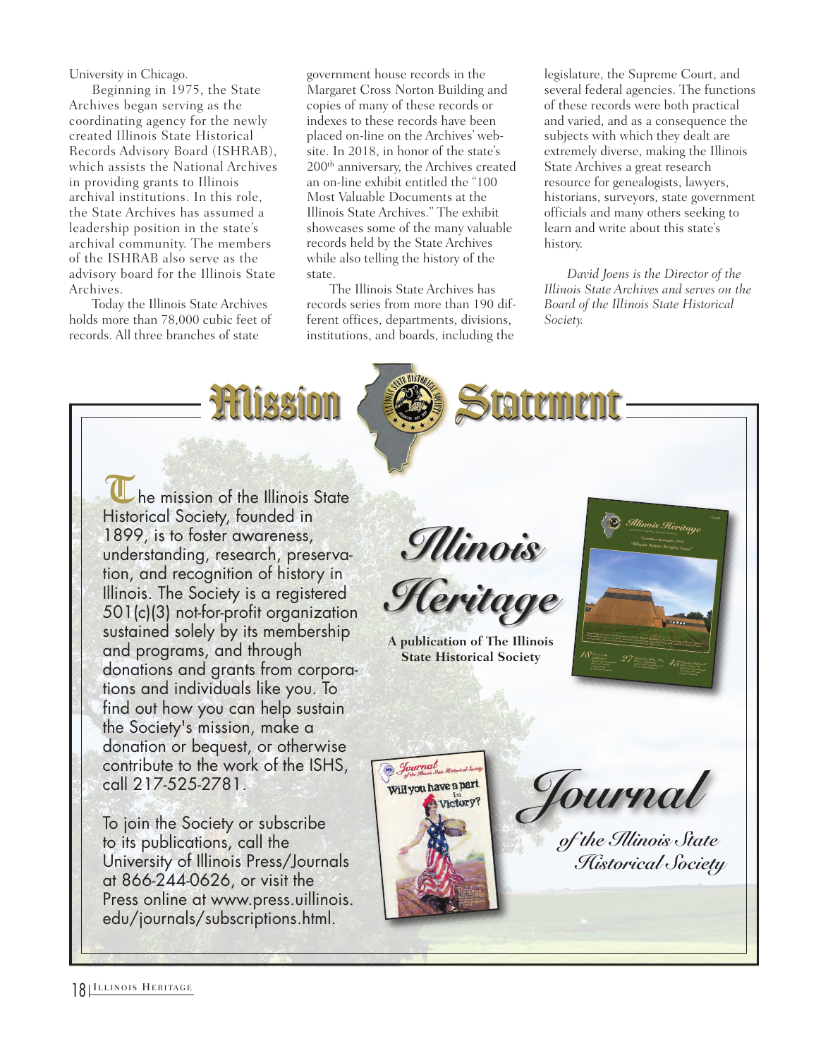University in Chicago.

Beginning in 1975, the State Archives began serving as the coordinating agency for the newly created Illinois State Historical Records Advisory Board (ISHRAB), which assists the National Archives in providing grants to Illinois archival institutions. In this role, the State Archives has assumed a leadership position in the state's archival community. The members of the ISHRAB also serve as the advisory board for the Illinois State Archives.

Today the Illinois State Archives holds more than 78,000 cubic feet of records. All three branches of state government house records in the Margaret Cross Norton Building and copies of many of these records or indexes to these records have been placed on-line on the Archives' website. In 2018, in honor of the state's 200th anniversary, the Archives created an on-line exhibit entitled the "100 Most Valuable Documents at the Illinois State Archives." The exhibit showcases some of the many valuable records held by the State Archives while also telling the history of the state.

The Illinois State Archives has records series from more than 190 different offices, departments, divisions, institutions, and boards, including the legislature, the Supreme Court, and several federal agencies. The functions of these records were both practical and varied, and as a consequence the subjects with which they dealt are extremely diverse, making the Illinois State Archives a great research resource for genealogists, lawyers, historians, surveyors, state government officials and many others seeking to learn and write about this state's history.

*David Joens is the Director of the Illinois State Archives and serves on the Board of the Illinois State Historical Society.*

## Mission Statement

The mission of the Illinois State Historical Society, founded in 1899, is to foster awareness, understanding, research, preservation, and recognition of history in Illinois. The Society is a registered 501(c)(3) not-for-profit organization sustained solely by its membership and programs, and through donations and grants from corporations and individuals like you. To find out how you can help sustain the Society's mission, make a donation or bequest, or otherwise contribute to the work of the ISHS, call 217-525-2781.

To join the Society or subscribe to its publications, call the University of Illinois Press/Journals at 866-244-0626, or visit the Press online at www.press.uillinois.edu/journals/subscriptions.html.

**Illinois Heritage**

**A publication of The Illinois State Historical Society**

**Journal of the Illinois State Historical Society**